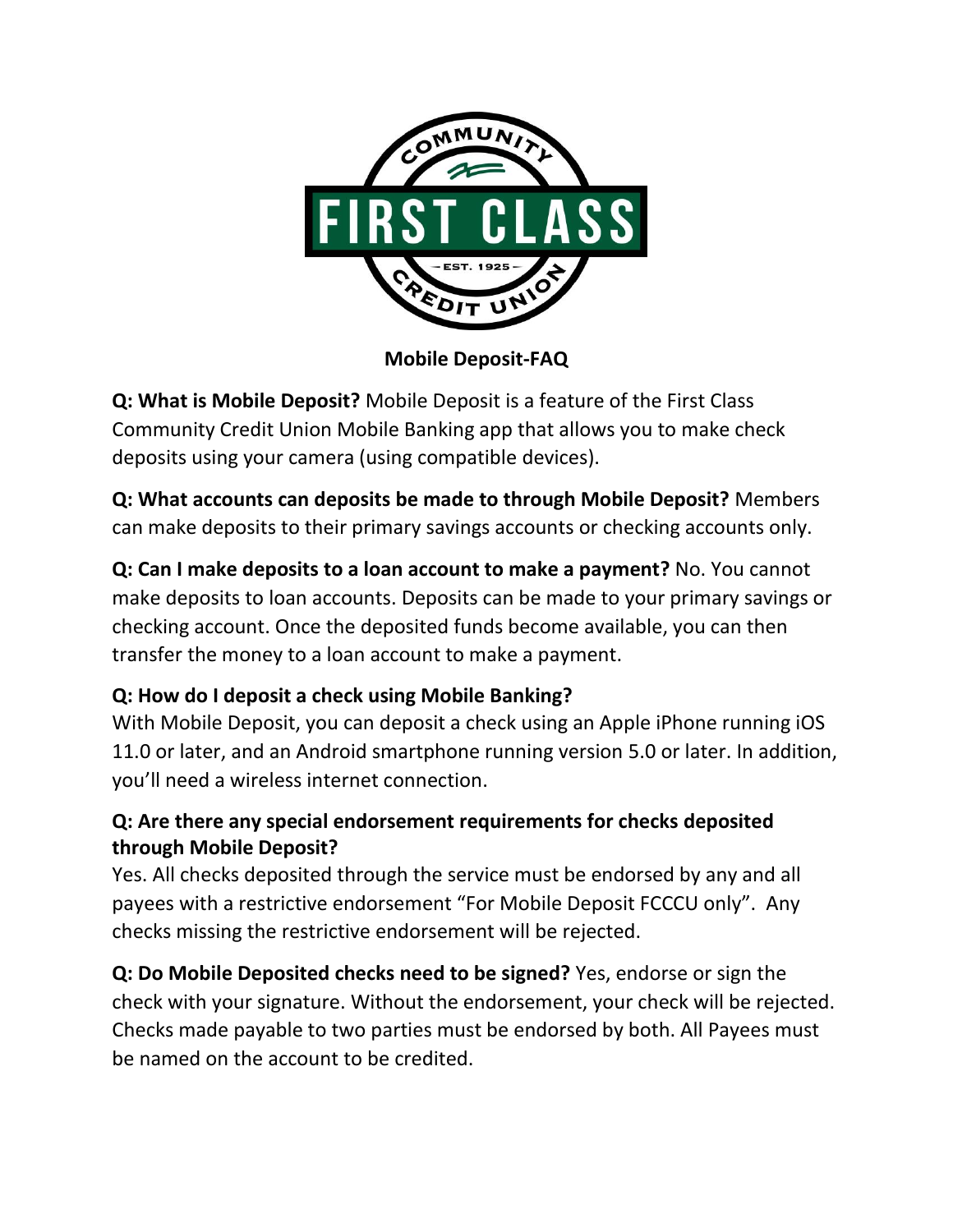# Mobile Deposit-FAQ

**Q: What is Mobile Deposit?** Mobile Deposit is a feature of the First Class Community Credit Union Mobile Banking app that allows you to make check deposits using your camera (using compatible devices).

**Q: What accounts can deposits be made to through Mobile Deposit?** Members can make deposits to their primary savings accounts or checking accounts only.

**Q: Can I make deposits to a loan account to make a payment?** No. You cannot make deposits to loan accounts. Deposits can be made to your primary savings or checking account. Once the deposited funds become available, you can then transfer the money to a loan account to make a payment.

**Q: How do I deposit a check using Mobile Banking?**
With Mobile Deposit, you can deposit a check using an Apple iPhone running iOS 11.0 or later, and an Android smartphone running version 5.0 or later. In addition, you'll need a wireless internet connection.

**Q: Are there any special endorsement requirements for checks deposited through Mobile Deposit?**
Yes. All checks deposited through the service must be endorsed by any and all payees with a restrictive endorsement "For Mobile Deposit FCCCU only". Any checks missing the restrictive endorsement will be rejected.

**Q: Do Mobile Deposited checks need to be signed?** Yes, endorse or sign the check with your signature. Without the endorsement, your check will be rejected. Checks made payable to two parties must be endorsed by both. All Payees must be named on the account to be credited.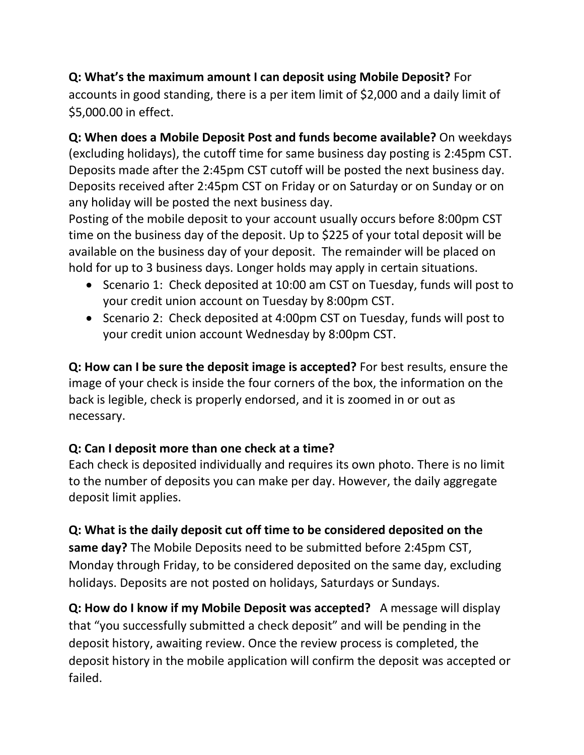**Q: What's the maximum amount I can deposit using Mobile Deposit?** For accounts in good standing, there is a per item limit of $2,000 and a daily limit of $5,000.00 in effect.

**Q: When does a Mobile Deposit Post and funds become available?** On weekdays (excluding holidays), the cutoff time for same business day posting is 2:45pm CST. Deposits made after the 2:45pm CST cutoff will be posted the next business day. Deposits received after 2:45pm CST on Friday or on Saturday or on Sunday or on any holiday will be posted the next business day.
Posting of the mobile deposit to your account usually occurs before 8:00pm CST time on the business day of the deposit. Up to $225 of your total deposit will be available on the business day of your deposit. The remainder will be placed on hold for up to 3 business days. Longer holds may apply in certain situations.

- Scenario 1: Check deposited at 10:00 am CST on Tuesday, funds will post to your credit union account on Tuesday by 8:00pm CST.
- Scenario 2: Check deposited at 4:00pm CST on Tuesday, funds will post to your credit union account Wednesday by 8:00pm CST.

**Q: How can I be sure the deposit image is accepted?** For best results, ensure the image of your check is inside the four corners of the box, the information on the back is legible, check is properly endorsed, and it is zoomed in or out as necessary.

**Q: Can I deposit more than one check at a time?**
Each check is deposited individually and requires its own photo. There is no limit to the number of deposits you can make per day. However, the daily aggregate deposit limit applies.

**Q: What is the daily deposit cut off time to be considered deposited on the same day?** The Mobile Deposits need to be submitted before 2:45pm CST, Monday through Friday, to be considered deposited on the same day, excluding holidays. Deposits are not posted on holidays, Saturdays or Sundays.

**Q: How do I know if my Mobile Deposit was accepted?** A message will display that "you successfully submitted a check deposit" and will be pending in the deposit history, awaiting review. Once the review process is completed, the deposit history in the mobile application will confirm the deposit was accepted or failed.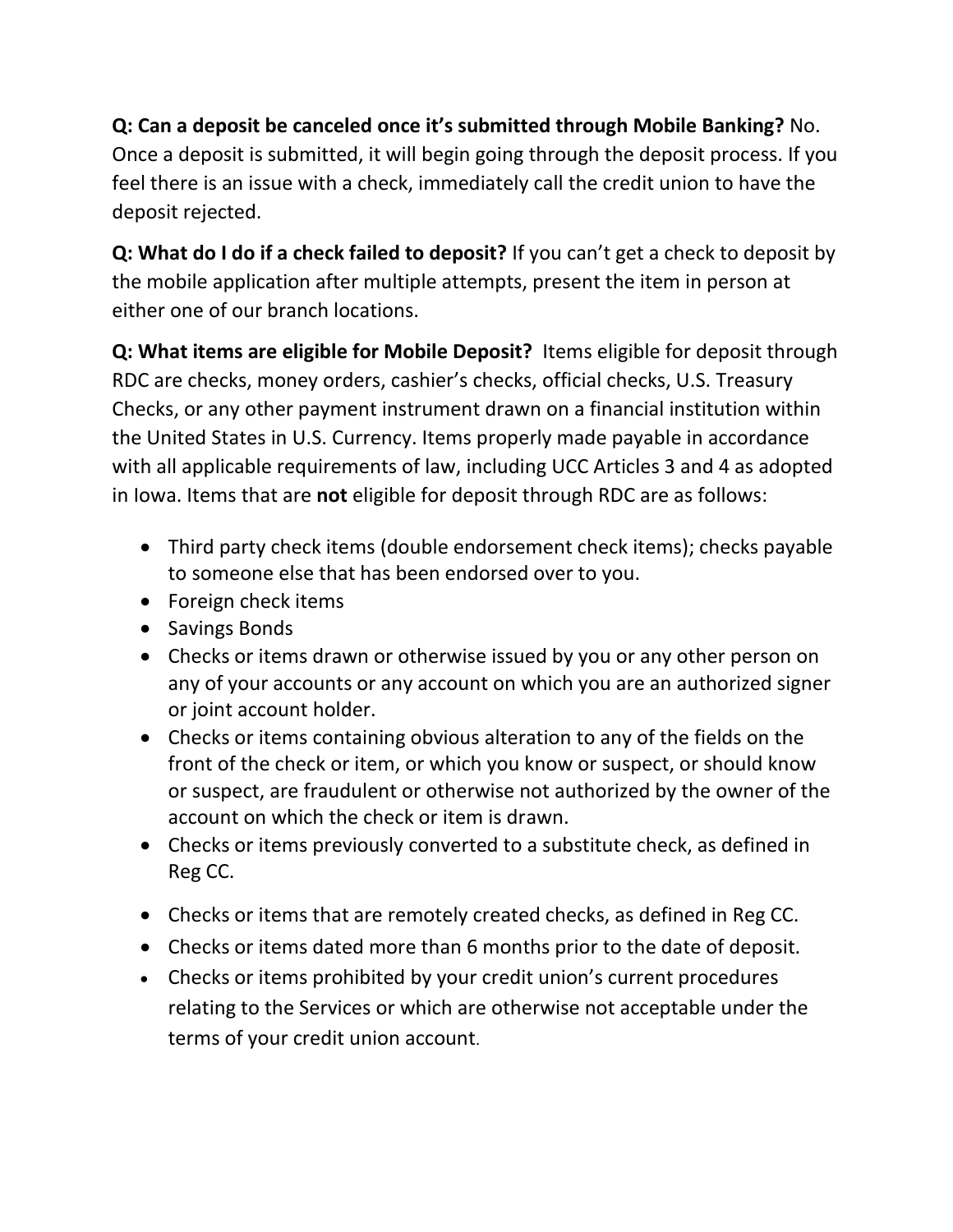**Q: Can a deposit be canceled once it's submitted through Mobile Banking?** No. Once a deposit is submitted, it will begin going through the deposit process. If you feel there is an issue with a check, immediately call the credit union to have the deposit rejected.

**Q: What do I do if a check failed to deposit?** If you can't get a check to deposit by the mobile application after multiple attempts, present the item in person at either one of our branch locations.

**Q: What items are eligible for Mobile Deposit?** Items eligible for deposit through RDC are checks, money orders, cashier's checks, official checks, U.S. Treasury Checks, or any other payment instrument drawn on a financial institution within the United States in U.S. Currency. Items properly made payable in accordance with all applicable requirements of law, including UCC Articles 3 and 4 as adopted in Iowa. Items that are **not** eligible for deposit through RDC are as follows:

- Third party check items (double endorsement check items); checks payable to someone else that has been endorsed over to you.
- Foreign check items
- Savings Bonds
- Checks or items drawn or otherwise issued by you or any other person on any of your accounts or any account on which you are an authorized signer or joint account holder.
- Checks or items containing obvious alteration to any of the fields on the front of the check or item, or which you know or suspect, or should know or suspect, are fraudulent or otherwise not authorized by the owner of the account on which the check or item is drawn.
- Checks or items previously converted to a substitute check, as defined in Reg CC.
- Checks or items that are remotely created checks, as defined in Reg CC.
- Checks or items dated more than 6 months prior to the date of deposit.
- Checks or items prohibited by your credit union's current procedures relating to the Services or which are otherwise not acceptable under the terms of your credit union account.